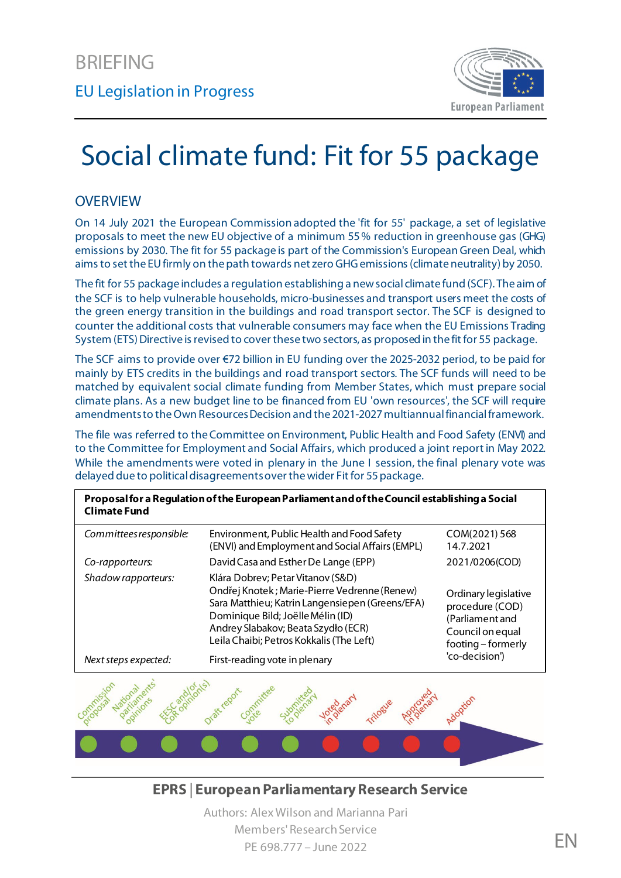BRIEFING

EU Legislation in Progress

# Social climate fund: Fit for 55 package

## OVERVIEW

On 14 July 2021 the European Commission adopted the 'fit for 55' package, a set of legislative proposals to meet the new EU objective of a minimum 55 % reduction in greenhouse gas (GHG) emissions by 2030. The fit for 55 package is part of the Commission's European Green Deal, which aims to set the EU firmly on the path towards net zero GHG emissions (climate neutrality) by 2050.

The fit for 55 package includes a regulation establishing a new social climate fund (SCF). The aim of the SCF is to help vulnerable households, micro-businesses and transport users meet the costs of the green energy transition in the buildings and road transport sector. The SCF is designed to counter the additional costs that vulnerable consumers may face when the EU Emissions Trading System (ETS) Directive is revised to cover these two sectors, as proposed in the fit for 55 package.

The SCF aims to provide over €72 billion in EU funding over the 2025-2032 period, to be paid for mainly by ETS credits in the buildings and road transport sectors. The SCF funds will need to be matched by equivalent social climate funding from Member States, which must prepare social climate plans. As a new budget line to be financed from EU 'own resources', the SCF will require amendments to the Own Resources Decision and the 2021-2027 multiannual financial framework.

The file was referred to the Committee on Environment, Public Health and Food Safety (ENVI) and to the Committee for Employment and Social Affairs, which produced a joint report in May 2022. While the amendments were voted in plenary in the June I session, the final plenary vote was delayed due to political disagreements over the wider Fit for 55 package.

| **Proposal for a Regulation of the European Parliament and of the Council establishing a Social Climate Fund** | | |
|---|---|---|
| *Committees responsible:* | Environment, Public Health and Food Safety (ENVI) and Employment and Social Affairs (EMPL) | COM(2021) 568 14.7.2021 |
| *Co-rapporteurs:* | David Casa and Esther De Lange (EPP) | 2021/0206(COD) |
| *Shadow rapporteurs:* | Klára Dobrev; Petar Vitanov (S&D)<br>Ondřej Knotek; Marie-Pierre Vedrenne (Renew)<br>Sara Matthieu; Katrin Langensiepen (Greens/EFA)<br>Dominique Bild; Joëlle Mélin (ID)<br>Andrey Slabakov; Beata Szydło (ECR)<br>Leila Chaibi; Petros Kokkalis (The Left) | Ordinary legislative procedure (COD) (Parliament and Council on equal footing – formerly 'co-decision') |
| *Next steps expected:* | First-reading vote in plenary | |

Commission proposal · National parliaments' opinions · EESC and/or CoR opinion(s) · Draft report · Committee vote · Submitted to plenary · Voted in plenary · Trilogue · Approved in plenary · Adoption

**EPRS | European Parliamentary Research Service**

Authors: Alex Wilson and Marianna Pari
Members' Research Service
PE 698.777 – June 2022

EN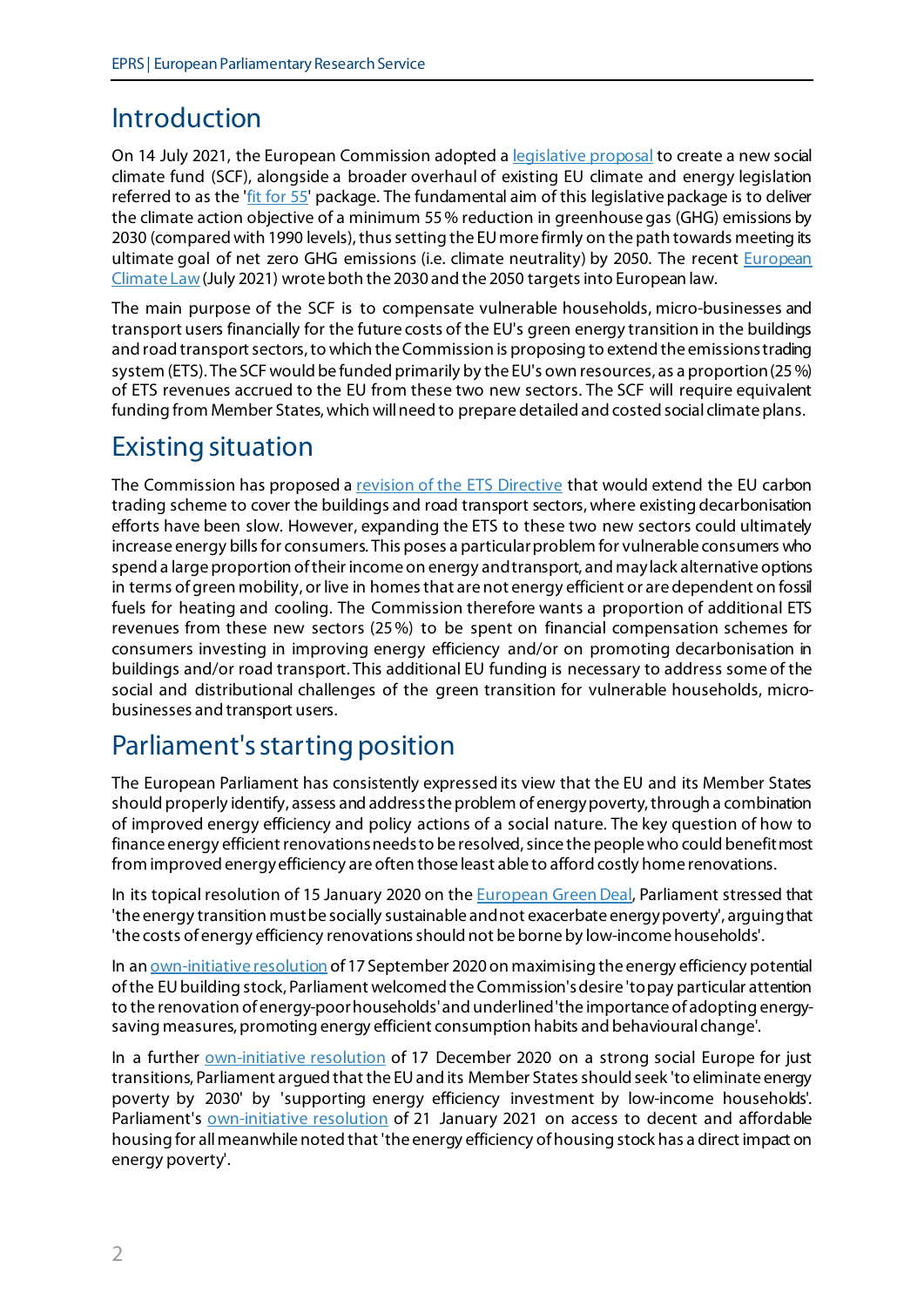# Introduction

On 14 July 2021, the European Commission adopted a legislative proposal to create a new social climate fund (SCF), alongside a broader overhaul of existing EU climate and energy legislation referred to as the 'fit for 55' package. The fundamental aim of this legislative package is to deliver the climate action objective of a minimum 55 % reduction in greenhouse gas (GHG) emissions by 2030 (compared with 1990 levels), thus setting the EU more firmly on the path towards meeting its ultimate goal of net zero GHG emissions (i.e. climate neutrality) by 2050. The recent European Climate Law (July 2021) wrote both the 2030 and the 2050 targets into European law.

The main purpose of the SCF is to compensate vulnerable households, micro-businesses and transport users financially for the future costs of the EU's green energy transition in the buildings and road transport sectors, to which the Commission is proposing to extend the emissions trading system (ETS). The SCF would be funded primarily by the EU's own resources, as a proportion (25 %) of ETS revenues accrued to the EU from these two new sectors. The SCF will require equivalent funding from Member States, which will need to prepare detailed and costed social climate plans.

# Existing situation

The Commission has proposed a revision of the ETS Directive that would extend the EU carbon trading scheme to cover the buildings and road transport sectors, where existing decarbonisation efforts have been slow. However, expanding the ETS to these two new sectors could ultimately increase energy bills for consumers. This poses a particular problem for vulnerable consumers who spend a large proportion of their income on energy and transport, and may lack alternative options in terms of green mobility, or live in homes that are not energy efficient or are dependent on fossil fuels for heating and cooling. The Commission therefore wants a proportion of additional ETS revenues from these new sectors (25 %) to be spent on financial compensation schemes for consumers investing in improving energy efficiency and/or on promoting decarbonisation in buildings and/or road transport. This additional EU funding is necessary to address some of the social and distributional challenges of the green transition for vulnerable households, micro-businesses and transport users.

# Parliament's starting position

The European Parliament has consistently expressed its view that the EU and its Member States should properly identify, assess and address the problem of energy poverty, through a combination of improved energy efficiency and policy actions of a social nature. The key question of how to finance energy efficient renovations needs to be resolved, since the people who could benefit most from improved energy efficiency are often those least able to afford costly home renovations.

In its topical resolution of 15 January 2020 on the European Green Deal, Parliament stressed that 'the energy transition must be socially sustainable and not exacerbate energy poverty', arguing that 'the costs of energy efficiency renovations should not be borne by low-income households'.

In an own-initiative resolution of 17 September 2020 on maximising the energy efficiency potential of the EU building stock, Parliament welcomed the Commission's desire 'to pay particular attention to the renovation of energy-poor households' and underlined 'the importance of adopting energy-saving measures, promoting energy efficient consumption habits and behavioural change'.

In a further own-initiative resolution of 17 December 2020 on a strong social Europe for just transitions, Parliament argued that the EU and its Member States should seek 'to eliminate energy poverty by 2030' by 'supporting energy efficiency investment by low-income households'. Parliament's own-initiative resolution of 21 January 2021 on access to decent and affordable housing for all meanwhile noted that 'the energy efficiency of housing stock has a direct impact on energy poverty'.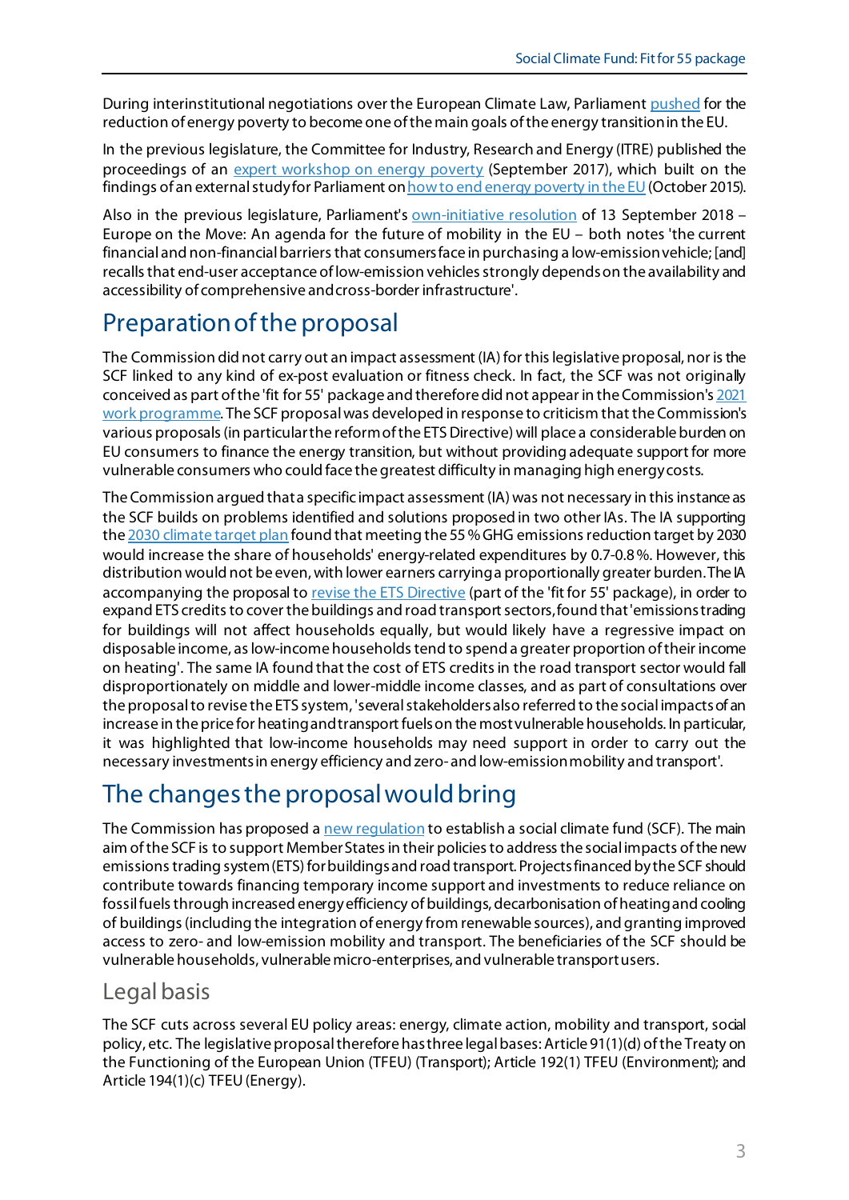During interinstitutional negotiations over the European Climate Law, Parliament pushed for the reduction of energy poverty to become one of the main goals of the energy transition in the EU.

In the previous legislature, the Committee for Industry, Research and Energy (ITRE) published the proceedings of an expert workshop on energy poverty (September 2017), which built on the findings of an external study for Parliament on how to end energy poverty in the EU (October 2015).

Also in the previous legislature, Parliament's own-initiative resolution of 13 September 2018 – Europe on the Move: An agenda for the future of mobility in the EU – both notes 'the current financial and non-financial barriers that consumers face in purchasing a low-emission vehicle; [and] recalls that end-user acceptance of low-emission vehicles strongly depends on the availability and accessibility of comprehensive and cross-border infrastructure'.

## Preparation of the proposal

The Commission did not carry out an impact assessment (IA) for this legislative proposal, nor is the SCF linked to any kind of ex-post evaluation or fitness check. In fact, the SCF was not originally conceived as part of the 'fit for 55' package and therefore did not appear in the Commission's 2021 work programme. The SCF proposal was developed in response to criticism that the Commission's various proposals (in particular the reform of the ETS Directive) will place a considerable burden on EU consumers to finance the energy transition, but without providing adequate support for more vulnerable consumers who could face the greatest difficulty in managing high energy costs.

The Commission argued that a specific impact assessment (IA) was not necessary in this instance as the SCF builds on problems identified and solutions proposed in two other IAs. The IA supporting the 2030 climate target plan found that meeting the 55 % GHG emissions reduction target by 2030 would increase the share of households' energy-related expenditures by 0.7-0.8 %. However, this distribution would not be even, with lower earners carrying a proportionally greater burden. The IA accompanying the proposal to revise the ETS Directive (part of the 'fit for 55' package), in order to expand ETS credits to cover the buildings and road transport sectors, found that 'emissions trading for buildings will not affect households equally, but would likely have a regressive impact on disposable income, as low-income households tend to spend a greater proportion of their income on heating'. The same IA found that the cost of ETS credits in the road transport sector would fall disproportionately on middle and lower-middle income classes, and as part of consultations over the proposal to revise the ETS system, 'several stakeholders also referred to the social impacts of an increase in the price for heating and transport fuels on the most vulnerable households. In particular, it was highlighted that low-income households may need support in order to carry out the necessary investments in energy efficiency and zero- and low-emission mobility and transport'.

## The changes the proposal would bring

The Commission has proposed a new regulation to establish a social climate fund (SCF). The main aim of the SCF is to support Member States in their policies to address the social impacts of the new emissions trading system (ETS) for buildings and road transport. Projects financed by the SCF should contribute towards financing temporary income support and investments to reduce reliance on fossil fuels through increased energy efficiency of buildings, decarbonisation of heating and cooling of buildings (including the integration of energy from renewable sources), and granting improved access to zero- and low-emission mobility and transport. The beneficiaries of the SCF should be vulnerable households, vulnerable micro-enterprises, and vulnerable transport users.

### Legal basis

The SCF cuts across several EU policy areas: energy, climate action, mobility and transport, social policy, etc. The legislative proposal therefore has three legal bases: Article 91(1)(d) of the Treaty on the Functioning of the European Union (TFEU) (Transport); Article 192(1) TFEU (Environment); and Article 194(1)(c) TFEU (Energy).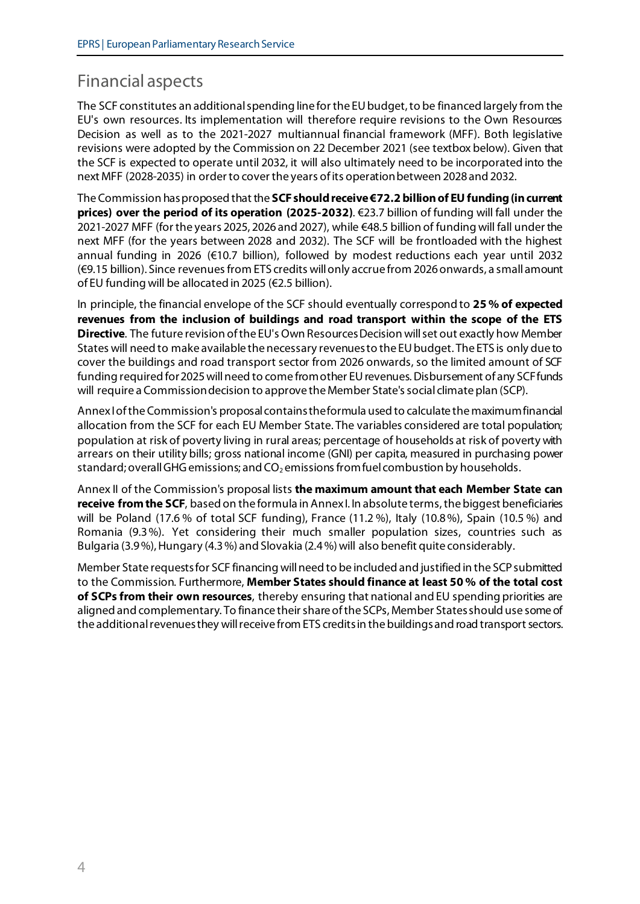## Financial aspects

The SCF constitutes an additional spending line for the EU budget, to be financed largely from the EU's own resources. Its implementation will therefore require revisions to the Own Resources Decision as well as to the 2021-2027 multiannual financial framework (MFF). Both legislative revisions were adopted by the Commission on 22 December 2021 (see textbox below). Given that the SCF is expected to operate until 2032, it will also ultimately need to be incorporated into the next MFF (2028-2035) in order to cover the years of its operation between 2028 and 2032.

The Commission has proposed that the **SCF should receive €72.2 billion of EU funding (in current prices) over the period of its operation (2025-2032)**. €23.7 billion of funding will fall under the 2021-2027 MFF (for the years 2025, 2026 and 2027), while €48.5 billion of funding will fall under the next MFF (for the years between 2028 and 2032). The SCF will be frontloaded with the highest annual funding in 2026 (€10.7 billion), followed by modest reductions each year until 2032 (€9.15 billion). Since revenues from ETS credits will only accrue from 2026 onwards, a small amount of EU funding will be allocated in 2025 (€2.5 billion).

In principle, the financial envelope of the SCF should eventually correspond to **25 % of expected revenues from the inclusion of buildings and road transport within the scope of the ETS Directive**. The future revision of the EU's Own Resources Decision will set out exactly how Member States will need to make available the necessary revenues to the EU budget. The ETS is only due to cover the buildings and road transport sector from 2026 onwards, so the limited amount of SCF funding required for 2025 will need to come from other EU revenues. Disbursement of any SCF funds will require a Commission decision to approve the Member State's social climate plan (SCP).

Annex I of the Commission's proposal contains the formula used to calculate the maximum financial allocation from the SCF for each EU Member State. The variables considered are total population; population at risk of poverty living in rural areas; percentage of households at risk of poverty with arrears on their utility bills; gross national income (GNI) per capita, measured in purchasing power standard; overall GHG emissions; and $CO_2$ emissions from fuel combustion by households.

Annex II of the Commission's proposal lists **the maximum amount that each Member State can receive from the SCF**, based on the formula in Annex I. In absolute terms, the biggest beneficiaries will be Poland (17.6 % of total SCF funding), France (11.2 %), Italy (10.8 %), Spain (10.5 %) and Romania (9.3 %). Yet considering their much smaller population sizes, countries such as Bulgaria (3.9 %), Hungary (4.3 %) and Slovakia (2.4 %) will also benefit quite considerably.

Member State requests for SCF financing will need to be included and justified in the SCP submitted to the Commission. Furthermore, **Member States should finance at least 50 % of the total cost of SCPs from their own resources**, thereby ensuring that national and EU spending priorities are aligned and complementary. To finance their share of the SCPs, Member States should use some of the additional revenues they will receive from ETS credits in the buildings and road transport sectors.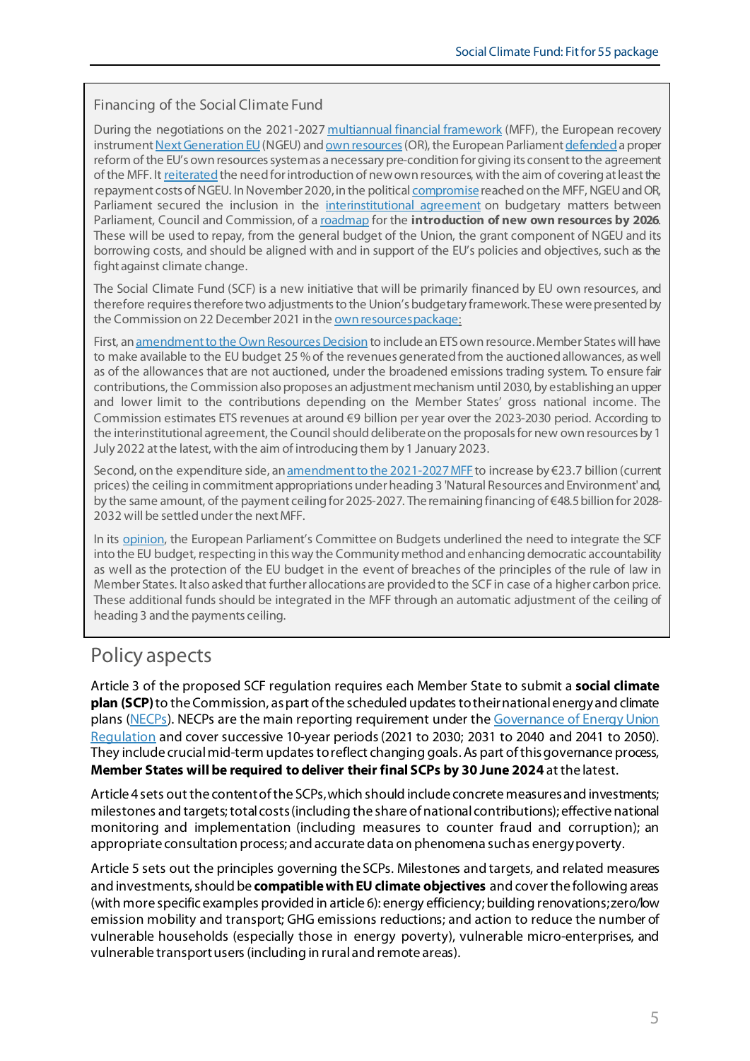### Financing of the Social Climate Fund

During the negotiations on the 2021-2027 multiannual financial framework (MFF), the European recovery instrument Next Generation EU (NGEU) and own resources (OR), the European Parliament defended a proper reform of the EU's own resources system as a necessary pre-condition for giving its consent to the agreement of the MFF. It reiterated the need for introduction of new own resources, with the aim of covering at least the repayment costs of NGEU. In November 2020, in the political compromise reached on the MFF, NGEU and OR, Parliament secured the inclusion in the interinstitutional agreement on budgetary matters between Parliament, Council and Commission, of a roadmap for the **introduction of new own resources by 2026**. These will be used to repay, from the general budget of the Union, the grant component of NGEU and its borrowing costs, and should be aligned with and in support of the EU's policies and objectives, such as the fight against climate change.

The Social Climate Fund (SCF) is a new initiative that will be primarily financed by EU own resources, and therefore requires therefore two adjustments to the Union's budgetary framework. These were presented by the Commission on 22 December 2021 in the own resources package:

First, an amendment to the Own Resources Decision to include an ETS own resource. Member States will have to make available to the EU budget 25 % of the revenues generated from the auctioned allowances, as well as of the allowances that are not auctioned, under the broadened emissions trading system. To ensure fair contributions, the Commission also proposes an adjustment mechanism until 2030, by establishing an upper and lower limit to the contributions depending on the Member States' gross national income. The Commission estimates ETS revenues at around €9 billion per year over the 2023-2030 period. According to the interinstitutional agreement, the Council should deliberate on the proposals for new own resources by 1 July 2022 at the latest, with the aim of introducing them by 1 January 2023.

Second, on the expenditure side, an amendment to the 2021-2027 MFF to increase by €23.7 billion (current prices) the ceiling in commitment appropriations under heading 3 'Natural Resources and Environment' and, by the same amount, of the payment ceiling for 2025-2027. The remaining financing of €48.5 billion for 2028-2032 will be settled under the next MFF.

In its opinion, the European Parliament's Committee on Budgets underlined the need to integrate the SCF into the EU budget, respecting in this way the Community method and enhancing democratic accountability as well as the protection of the EU budget in the event of breaches of the principles of the rule of law in Member States. It also asked that further allocations are provided to the SCF in case of a higher carbon price. These additional funds should be integrated in the MFF through an automatic adjustment of the ceiling of heading 3 and the payments ceiling.

## Policy aspects

Article 3 of the proposed SCF regulation requires each Member State to submit a **social climate plan (SCP)** to the Commission, as part of the scheduled updates to their national energy and climate plans (NECPs). NECPs are the main reporting requirement under the Governance of Energy Union Regulation and cover successive 10-year periods (2021 to 2030; 2031 to 2040 and 2041 to 2050). They include crucial mid-term updates to reflect changing goals. As part of this governance process, **Member States will be required to deliver their final SCPs by 30 June 2024** at the latest.

Article 4 sets out the content of the SCPs, which should include concrete measures and investments; milestones and targets; total costs (including the share of national contributions); effective national monitoring and implementation (including measures to counter fraud and corruption); an appropriate consultation process; and accurate data on phenomena such as energy poverty.

Article 5 sets out the principles governing the SCPs. Milestones and targets, and related measures and investments, should be **compatible with EU climate objectives** and cover the following areas (with more specific examples provided in article 6): energy efficiency; building renovations; zero/low emission mobility and transport; GHG emissions reductions; and action to reduce the number of vulnerable households (especially those in energy poverty), vulnerable micro-enterprises, and vulnerable transport users (including in rural and remote areas).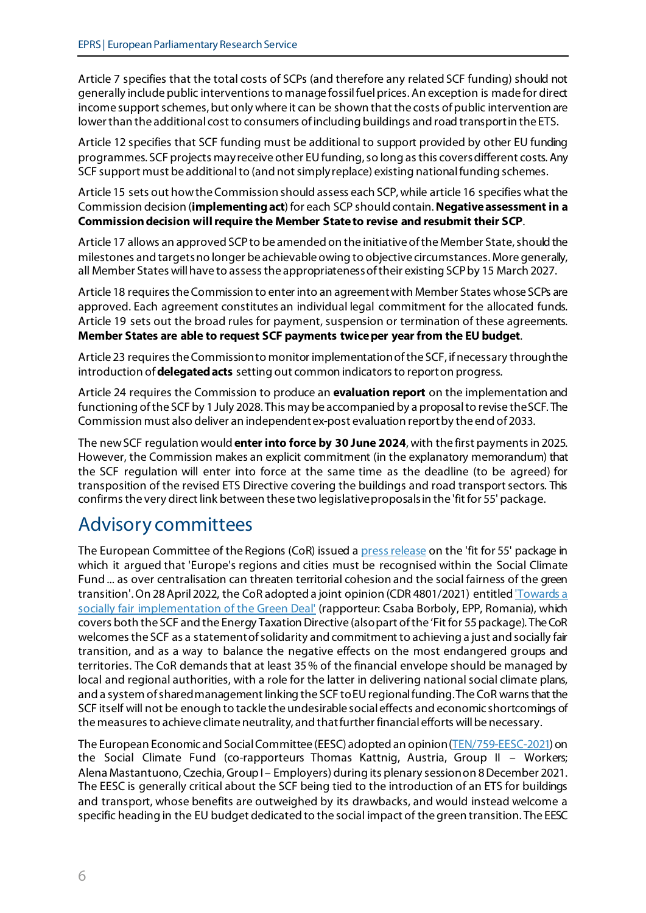Article 7 specifies that the total costs of SCPs (and therefore any related SCF funding) should not generally include public interventions to manage fossil fuel prices. An exception is made for direct income support schemes, but only where it can be shown that the costs of public intervention are lower than the additional cost to consumers of including buildings and road transport in the ETS.

Article 12 specifies that SCF funding must be additional to support provided by other EU funding programmes. SCF projects may receive other EU funding, so long as this covers different costs. Any SCF support must be additional to (and not simply replace) existing national funding schemes.

Article 15 sets out how the Commission should assess each SCP, while article 16 specifies what the Commission decision (**implementing act**) for each SCP should contain. **Negative assessment in a Commission decision will require the Member State to revise and resubmit their SCP**.

Article 17 allows an approved SCP to be amended on the initiative of the Member State, should the milestones and targets no longer be achievable owing to objective circumstances. More generally, all Member States will have to assess the appropriateness of their existing SCP by 15 March 2027.

Article 18 requires the Commission to enter into an agreement with Member States whose SCPs are approved. Each agreement constitutes an individual legal commitment for the allocated funds. Article 19 sets out the broad rules for payment, suspension or termination of these agreements. **Member States are able to request SCF payments twice per year from the EU budget**.

Article 23 requires the Commission to monitor implementation of the SCF, if necessary through the introduction of **delegated acts** setting out common indicators to report on progress.

Article 24 requires the Commission to produce an **evaluation report** on the implementation and functioning of the SCF by 1 July 2028. This may be accompanied by a proposal to revise the SCF. The Commission must also deliver an independent ex-post evaluation report by the end of 2033.

The new SCF regulation would **enter into force by 30 June 2024**, with the first payments in 2025. However, the Commission makes an explicit commitment (in the explanatory memorandum) that the SCF regulation will enter into force at the same time as the deadline (to be agreed) for transposition of the revised ETS Directive covering the buildings and road transport sectors. This confirms the very direct link between these two legislative proposals in the 'fit for 55' package.

## Advisory committees

The European Committee of the Regions (CoR) issued a press release on the 'fit for 55' package in which it argued that 'Europe's regions and cities must be recognised within the Social Climate Fund ... as over centralisation can threaten territorial cohesion and the social fairness of the green transition'. On 28 April 2022, the CoR adopted a joint opinion (CDR 4801/2021) entitled 'Towards a socially fair implementation of the Green Deal' (rapporteur: Csaba Borboly, EPP, Romania), which covers both the SCF and the Energy Taxation Directive (also part of the 'Fit for 55 package). The CoR welcomes the SCF as a statement of solidarity and commitment to achieving a just and socially fair transition, and as a way to balance the negative effects on the most endangered groups and territories. The CoR demands that at least 35 % of the financial envelope should be managed by local and regional authorities, with a role for the latter in delivering national social climate plans, and a system of shared management linking the SCF to EU regional funding. The CoR warns that the SCF itself will not be enough to tackle the undesirable social effects and economic shortcomings of the measures to achieve climate neutrality, and that further financial efforts will be necessary.

The European Economic and Social Committee (EESC) adopted an opinion (TEN/759-EESC-2021) on the Social Climate Fund (co-rapporteurs Thomas Kattnig, Austria, Group II – Workers; Alena Mastantuono, Czechia, Group I – Employers) during its plenary session on 8 December 2021. The EESC is generally critical about the SCF being tied to the introduction of an ETS for buildings and transport, whose benefits are outweighed by its drawbacks, and would instead welcome a specific heading in the EU budget dedicated to the social impact of the green transition. The EESC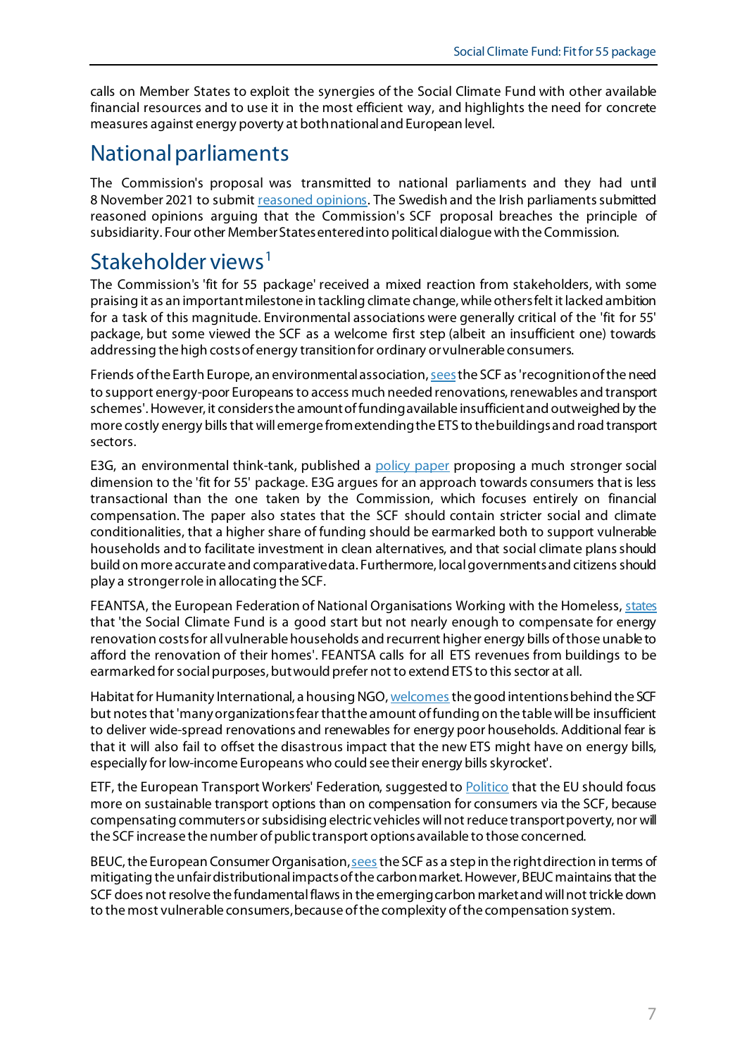calls on Member States to exploit the synergies of the Social Climate Fund with other available financial resources and to use it in the most efficient way, and highlights the need for concrete measures against energy poverty at both national and European level.

## National parliaments

The Commission's proposal was transmitted to national parliaments and they had until 8 November 2021 to submit reasoned opinions. The Swedish and the Irish parliaments submitted reasoned opinions arguing that the Commission's SCF proposal breaches the principle of subsidiarity. Four other Member States entered into political dialogue with the Commission.

## Stakeholder views[1]

The Commission's 'fit for 55 package' received a mixed reaction from stakeholders, with some praising it as an important milestone in tackling climate change, while others felt it lacked ambition for a task of this magnitude. Environmental associations were generally critical of the 'fit for 55' package, but some viewed the SCF as a welcome first step (albeit an insufficient one) towards addressing the high costs of energy transition for ordinary or vulnerable consumers.

Friends of the Earth Europe, an environmental association, sees the SCF as 'recognition of the need to support energy-poor Europeans to access much needed renovations, renewables and transport schemes'. However, it considers the amount of funding available insufficient and outweighed by the more costly energy bills that will emerge from extending the ETS to the buildings and road transport sectors.

E3G, an environmental think-tank, published a policy paper proposing a much stronger social dimension to the 'fit for 55' package. E3G argues for an approach towards consumers that is less transactional than the one taken by the Commission, which focuses entirely on financial compensation. The paper also states that the SCF should contain stricter social and climate conditionalities, that a higher share of funding should be earmarked both to support vulnerable households and to facilitate investment in clean alternatives, and that social climate plans should build on more accurate and comparative data. Furthermore, local governments and citizens should play a stronger role in allocating the SCF.

FEANTSA, the European Federation of National Organisations Working with the Homeless, states that 'the Social Climate Fund is a good start but not nearly enough to compensate for energy renovation costs for all vulnerable households and recurrent higher energy bills of those unable to afford the renovation of their homes'. FEANTSA calls for all ETS revenues from buildings to be earmarked for social purposes, but would prefer not to extend ETS to this sector at all.

Habitat for Humanity International, a housing NGO, welcomes the good intentions behind the SCF but notes that 'many organizations fear that the amount of funding on the table will be insufficient to deliver wide-spread renovations and renewables for energy poor households. Additional fear is that it will also fail to offset the disastrous impact that the new ETS might have on energy bills, especially for low-income Europeans who could see their energy bills skyrocket'.

ETF, the European Transport Workers' Federation, suggested to Politico that the EU should focus more on sustainable transport options than on compensation for consumers via the SCF, because compensating commuters or subsidising electric vehicles will not reduce transport poverty, nor will the SCF increase the number of public transport options available to those concerned.

BEUC, the European Consumer Organisation, sees the SCF as a step in the right direction in terms of mitigating the unfair distributional impacts of the carbon market. However, BEUC maintains that the SCF does not resolve the fundamental flaws in the emerging carbon market and will not trickle down to the most vulnerable consumers, because of the complexity of the compensation system.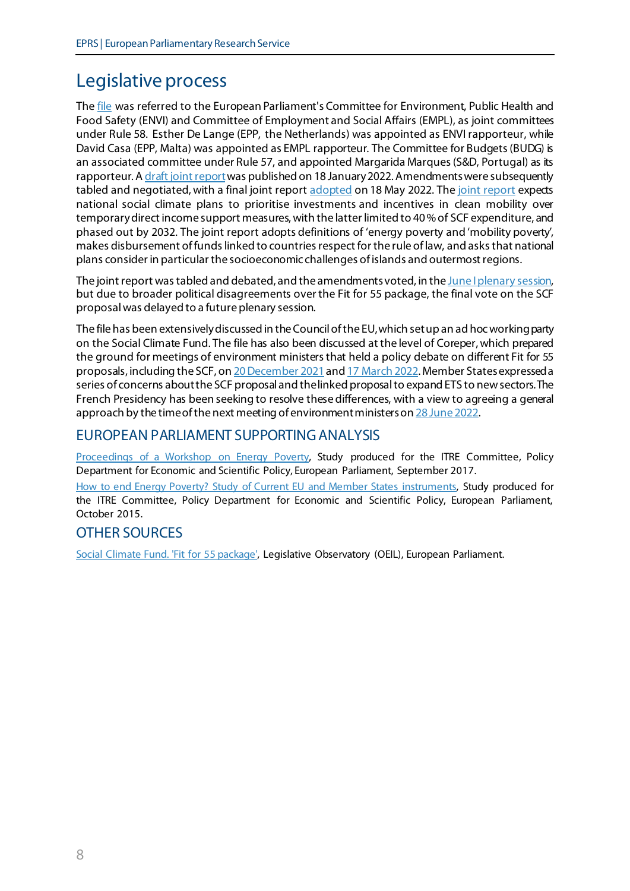# Legislative process

The file was referred to the European Parliament's Committee for Environment, Public Health and Food Safety (ENVI) and Committee of Employment and Social Affairs (EMPL), as joint committees under Rule 58. Esther De Lange (EPP, the Netherlands) was appointed as ENVI rapporteur, while David Casa (EPP, Malta) was appointed as EMPL rapporteur. The Committee for Budgets (BUDG) is an associated committee under Rule 57, and appointed Margarida Marques (S&D, Portugal) as its rapporteur. A draft joint report was published on 18 January 2022. Amendments were subsequently tabled and negotiated, with a final joint report adopted on 18 May 2022. The joint report expects national social climate plans to prioritise investments and incentives in clean mobility over temporary direct income support measures, with the latter limited to 40 % of SCF expenditure, and phased out by 2032. The joint report adopts definitions of 'energy poverty and 'mobility poverty', makes disbursement of funds linked to countries respect for the rule of law, and asks that national plans consider in particular the socioeconomic challenges of islands and outermost regions.

The joint report was tabled and debated, and the amendments voted, in the June I plenary session, but due to broader political disagreements over the Fit for 55 package, the final vote on the SCF proposal was delayed to a future plenary session.

The file has been extensively discussed in the Council of the EU, which set up an ad hoc working party on the Social Climate Fund. The file has also been discussed at the level of Coreper, which prepared the ground for meetings of environment ministers that held a policy debate on different Fit for 55 proposals, including the SCF, on 20 December 2021 and 17 March 2022. Member States expressed a series of concerns about the SCF proposal and the linked proposal to expand ETS to new sectors. The French Presidency has been seeking to resolve these differences, with a view to agreeing a general approach by the time of the next meeting of environment ministers on 28 June 2022.

## EUROPEAN PARLIAMENT SUPPORTING ANALYSIS

Proceedings of a Workshop on Energy Poverty, Study produced for the ITRE Committee, Policy Department for Economic and Scientific Policy, European Parliament, September 2017.

How to end Energy Poverty? Study of Current EU and Member States instruments, Study produced for the ITRE Committee, Policy Department for Economic and Scientific Policy, European Parliament, October 2015.

## OTHER SOURCES

Social Climate Fund. 'Fit for 55 package', Legislative Observatory (OEIL), European Parliament.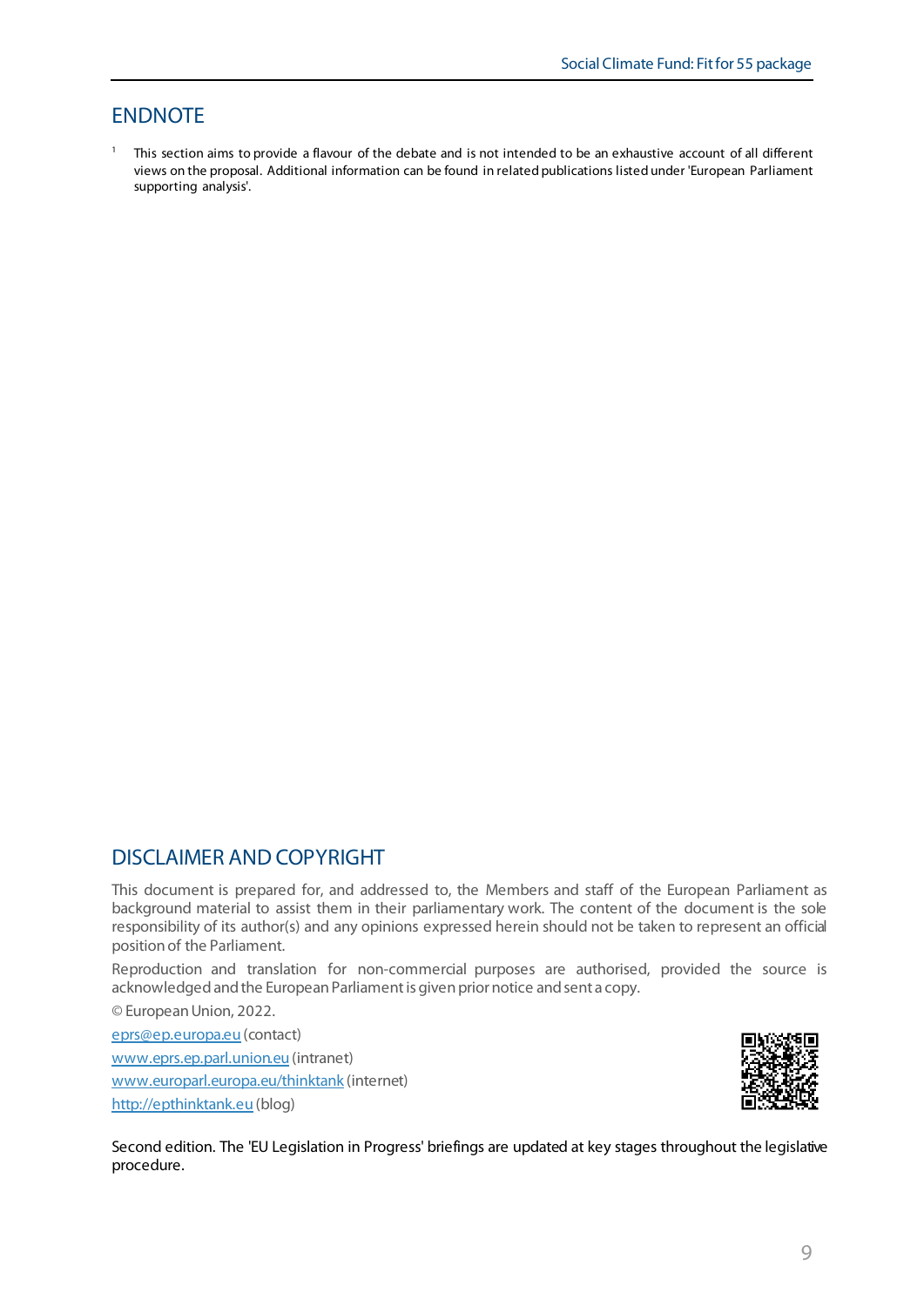## ENDNOTE

[1] This section aims to provide a flavour of the debate and is not intended to be an exhaustive account of all different views on the proposal. Additional information can be found in related publications listed under 'European Parliament supporting analysis'.

## DISCLAIMER AND COPYRIGHT

This document is prepared for, and addressed to, the Members and staff of the European Parliament as background material to assist them in their parliamentary work. The content of the document is the sole responsibility of its author(s) and any opinions expressed herein should not be taken to represent an official position of the Parliament.

Reproduction and translation for non-commercial purposes are authorised, provided the source is acknowledged and the European Parliament is given prior notice and sent a copy.

© European Union, 2022.

eprs@ep.europa.eu (contact)

www.eprs.ep.parl.union.eu (intranet)

www.europarl.europa.eu/thinktank (internet)

http://epthinktank.eu (blog)

Second edition. The 'EU Legislation in Progress' briefings are updated at key stages throughout the legislative procedure.